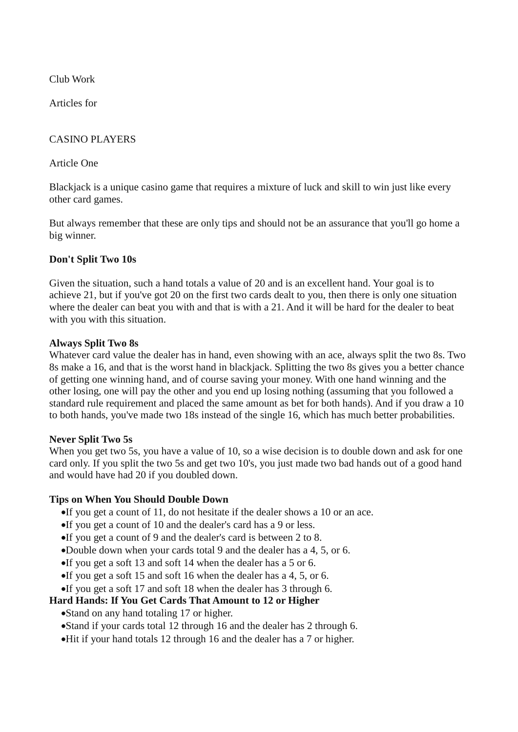Club Work

Articles for

CASINO PLAYERS

Article One

Blackjack is a unique casino game that requires a mixture of luck and skill to win just like every other card games.

But always remember that these are only tips and should not be an assurance that you'll go home a big winner.

**Don't Split Two 10s**

Given the situation, such a hand totals a value of 20 and is an excellent hand. Your goal is to achieve 21, but if you've got 20 on the first two cards dealt to you, then there is only one situation where the dealer can beat you with and that is with a 21. And it will be hard for the dealer to beat with you with this situation.

**Always Split Two 8s**

Whatever card value the dealer has in hand, even showing with an ace, always split the two 8s. Two 8s make a 16, and that is the worst hand in blackjack. Splitting the two 8s gives you a better chance of getting one winning hand, and of course saving your money. With one hand winning and the other losing, one will pay the other and you end up losing nothing (assuming that you followed a standard rule requirement and placed the same amount as bet for both hands). And if you draw a 10 to both hands, you've made two 18s instead of the single 16, which has much better probabilities.

**Never Split Two 5s**

When you get two 5s, you have a value of 10, so a wise decision is to double down and ask for one card only. If you split the two 5s and get two 10's, you just made two bad hands out of a good hand and would have had 20 if you doubled down.

**Tips on When You Should Double Down**

- If you get a count of 11, do not hesitate if the dealer shows a 10 or an ace.
- If you get a count of 10 and the dealer's card has a 9 or less.
- If you get a count of 9 and the dealer's card is between 2 to 8.
- Double down when your cards total 9 and the dealer has a 4, 5, or 6.
- If you get a soft 13 and soft 14 when the dealer has a 5 or 6.
- If you get a soft 15 and soft 16 when the dealer has a 4, 5, or 6.
- If you get a soft 17 and soft 18 when the dealer has 3 through 6.

**Hard Hands: If You Get Cards That Amount to 12 or Higher**

- Stand on any hand totaling 17 or higher.
- Stand if your cards total 12 through 16 and the dealer has 2 through 6.
- Hit if your hand totals 12 through 16 and the dealer has a 7 or higher.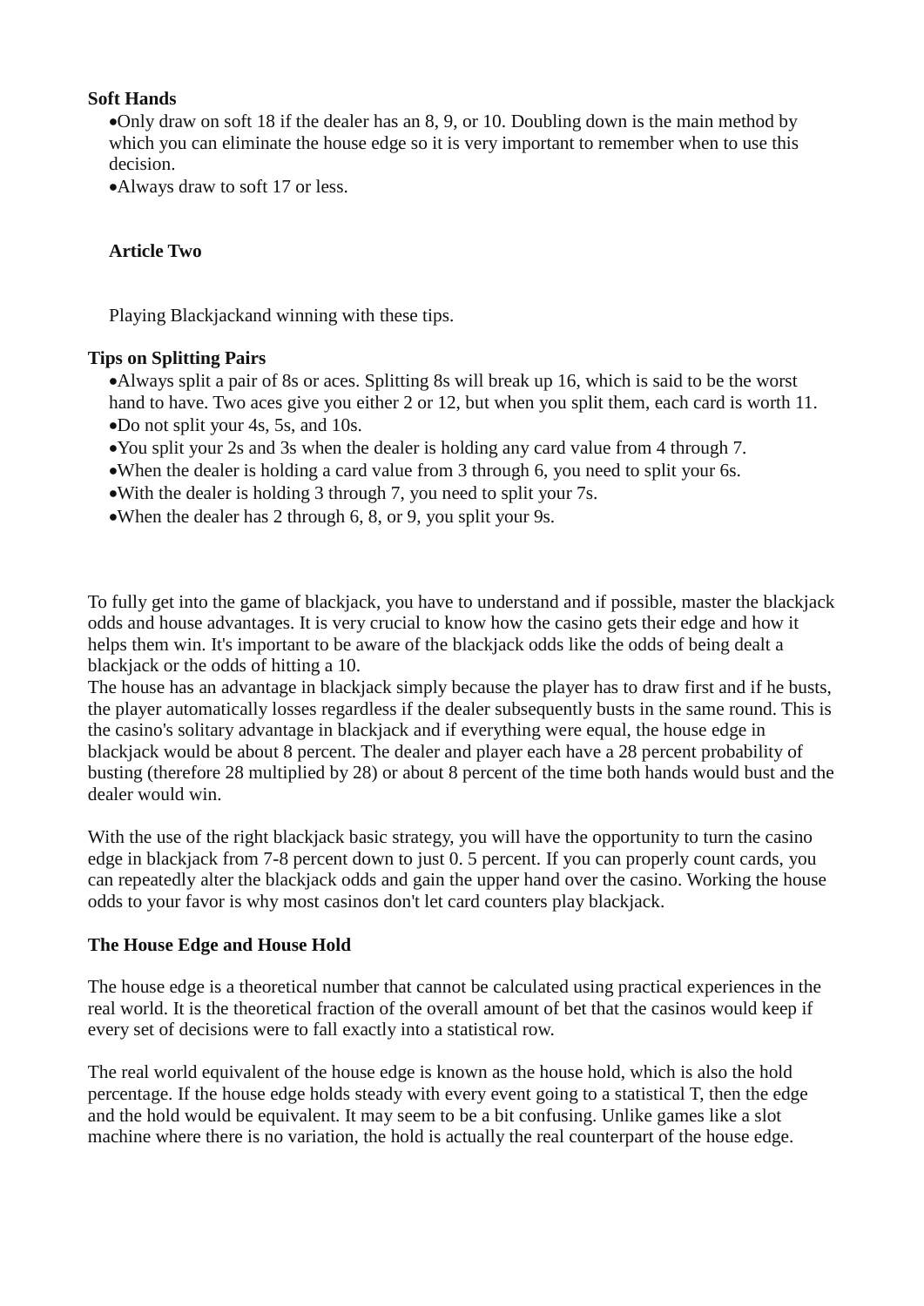**Soft Hands**

- Only draw on soft 18 if the dealer has an 8, 9, or 10. Doubling down is the main method by which you can eliminate the house edge so it is very important to remember when to use this decision.
- Always draw to soft 17 or less.

**Article Two**

Playing Blackjackand winning with these tips.

**Tips on Splitting Pairs**

- Always split a pair of 8s or aces. Splitting 8s will break up 16, which is said to be the worst hand to have. Two aces give you either 2 or 12, but when you split them, each card is worth 11.
- Do not split your 4s, 5s, and 10s.
- You split your 2s and 3s when the dealer is holding any card value from 4 through 7.
- When the dealer is holding a card value from 3 through 6, you need to split your 6s.
- With the dealer is holding 3 through 7, you need to split your 7s.
- When the dealer has 2 through 6, 8, or 9, you split your 9s.

To fully get into the game of blackjack, you have to understand and if possible, master the blackjack odds and house advantages. It is very crucial to know how the casino gets their edge and how it helps them win. It's important to be aware of the blackjack odds like the odds of being dealt a blackjack or the odds of hitting a 10.
The house has an advantage in blackjack simply because the player has to draw first and if he busts, the player automatically losses regardless if the dealer subsequently busts in the same round. This is the casino's solitary advantage in blackjack and if everything were equal, the house edge in blackjack would be about 8 percent. The dealer and player each have a 28 percent probability of busting (therefore 28 multiplied by 28) or about 8 percent of the time both hands would bust and the dealer would win.

With the use of the right blackjack basic strategy, you will have the opportunity to turn the casino edge in blackjack from 7-8 percent down to just 0. 5 percent. If you can properly count cards, you can repeatedly alter the blackjack odds and gain the upper hand over the casino. Working the house odds to your favor is why most casinos don't let card counters play blackjack.

**The House Edge and House Hold**

The house edge is a theoretical number that cannot be calculated using practical experiences in the real world. It is the theoretical fraction of the overall amount of bet that the casinos would keep if every set of decisions were to fall exactly into a statistical row.

The real world equivalent of the house edge is known as the house hold, which is also the hold percentage. If the house edge holds steady with every event going to a statistical T, then the edge and the hold would be equivalent. It may seem to be a bit confusing. Unlike games like a slot machine where there is no variation, the hold is actually the real counterpart of the house edge.